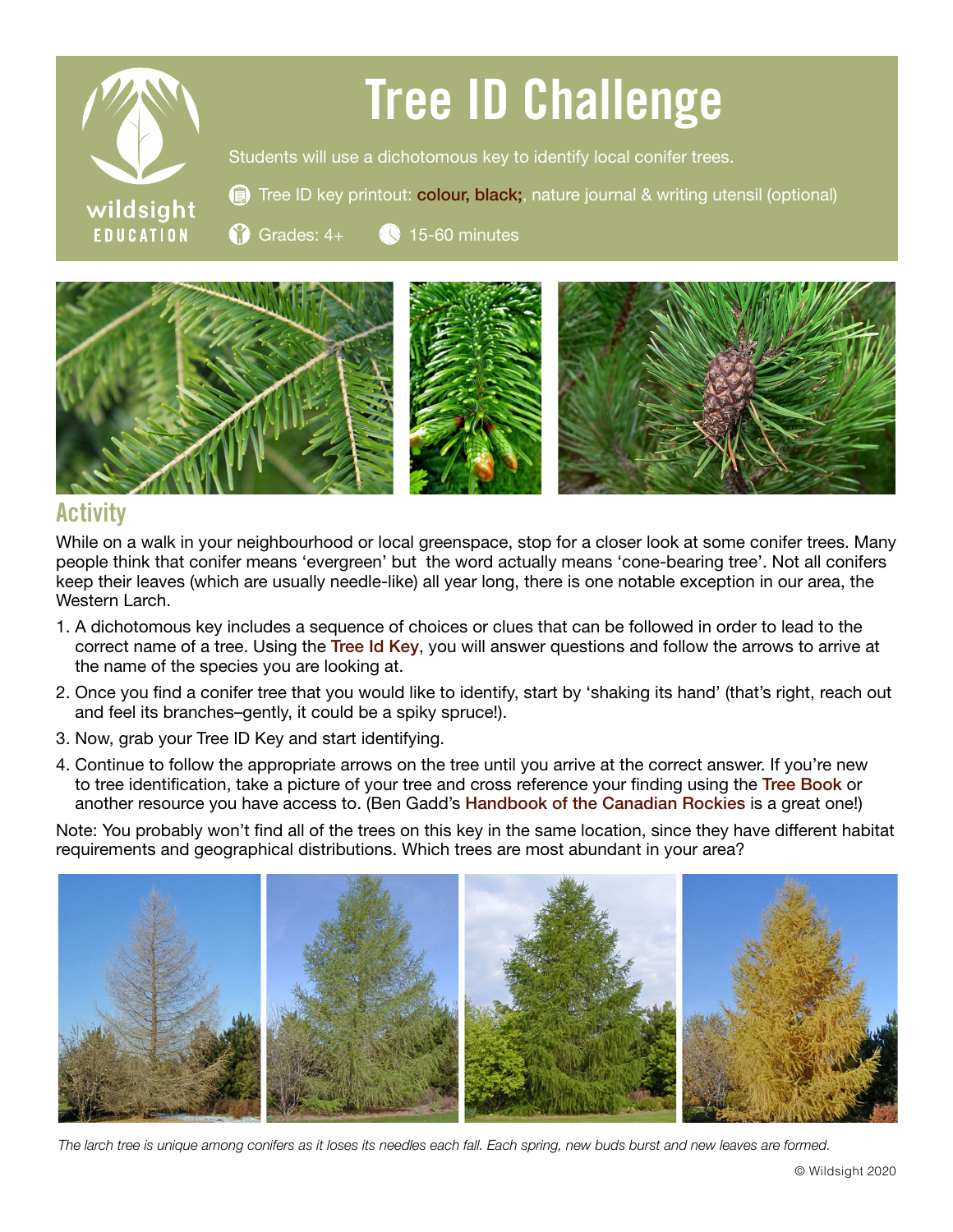# Tree ID Challenge

wildsight EDUCATION

Students will use a dichotomous key to identify local conifer trees.

Tree ID key printout: colour, black; nature journal & writing utensil (optional)

Grades: 4+

15-60 minutes

## Activity

While on a walk in your neighbourhood or local greenspace, stop for a closer look at some conifer trees. Many people think that conifer means 'evergreen' but the word actually means 'cone-bearing tree'. Not all conifers keep their leaves (which are usually needle-like) all year long, there is one notable exception in our area, the Western Larch.

1. A dichotomous key includes a sequence of choices or clues that can be followed in order to lead to the correct name of a tree. Using the Tree Id Key, you will answer questions and follow the arrows to arrive at the name of the species you are looking at.
2. Once you find a conifer tree that you would like to identify, start by 'shaking its hand' (that's right, reach out and feel its branches–gently, it could be a spiky spruce!).
3. Now, grab your Tree ID Key and start identifying.
4. Continue to follow the appropriate arrows on the tree until you arrive at the correct answer. If you're new to tree identification, take a picture of your tree and cross reference your finding using the Tree Book or another resource you have access to. (Ben Gadd's Handbook of the Canadian Rockies is a great one!)

Note: You probably won't find all of the trees on this key in the same location, since they have different habitat requirements and geographical distributions. Which trees are most abundant in your area?

*The larch tree is unique among conifers as it loses its needles each fall. Each spring, new buds burst and new leaves are formed.*

© Wildsight 2020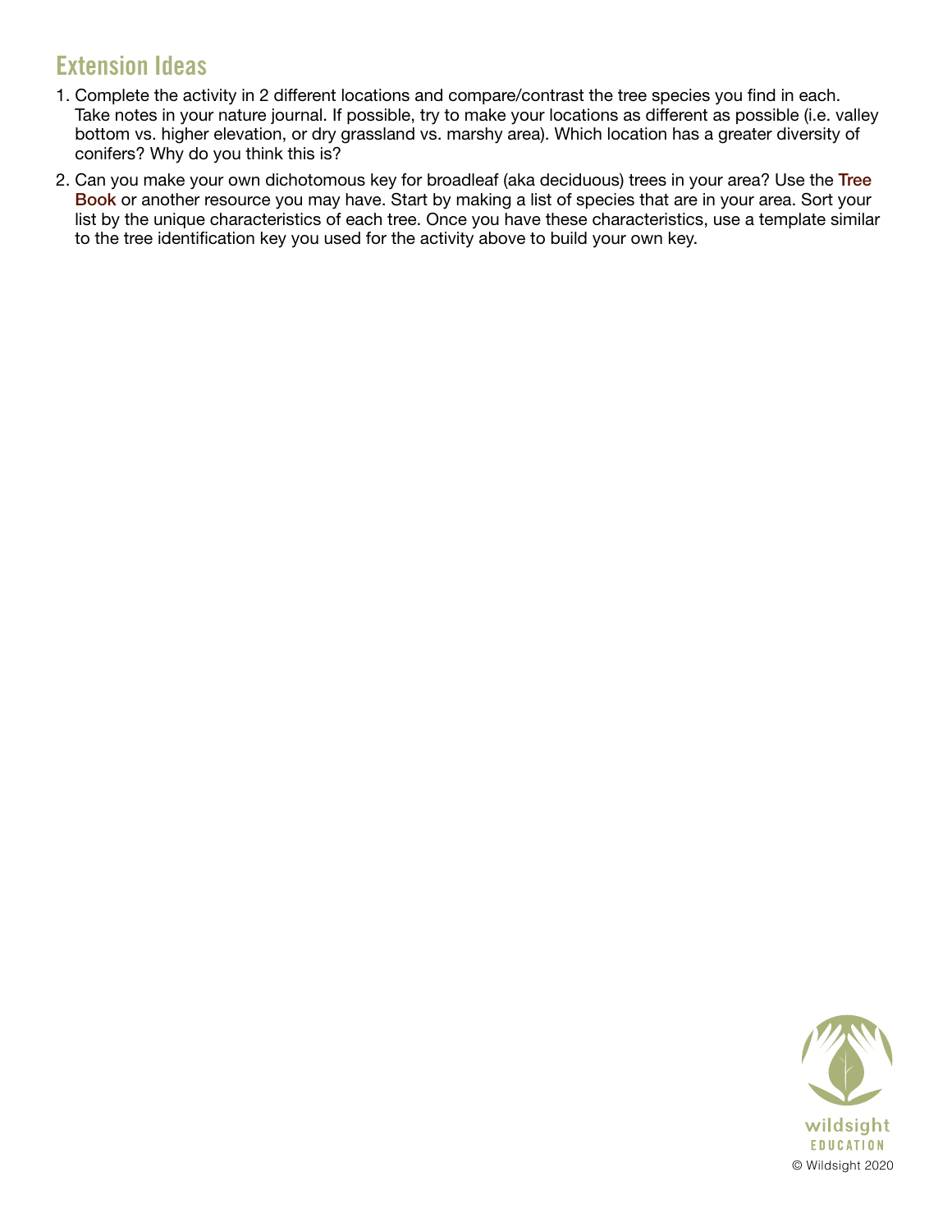## Extension Ideas

1. Complete the activity in 2 different locations and compare/contrast the tree species you find in each. Take notes in your nature journal. If possible, try to make your locations as different as possible (i.e. valley bottom vs. higher elevation, or dry grassland vs. marshy area). Which location has a greater diversity of conifers? Why do you think this is?
2. Can you make your own dichotomous key for broadleaf (aka deciduous) trees in your area? Use the Tree Book or another resource you may have. Start by making a list of species that are in your area. Sort your list by the unique characteristics of each tree. Once you have these characteristics, use a template similar to the tree identification key you used for the activity above to build your own key.

wildsight
EDUCATION
© Wildsight 2020